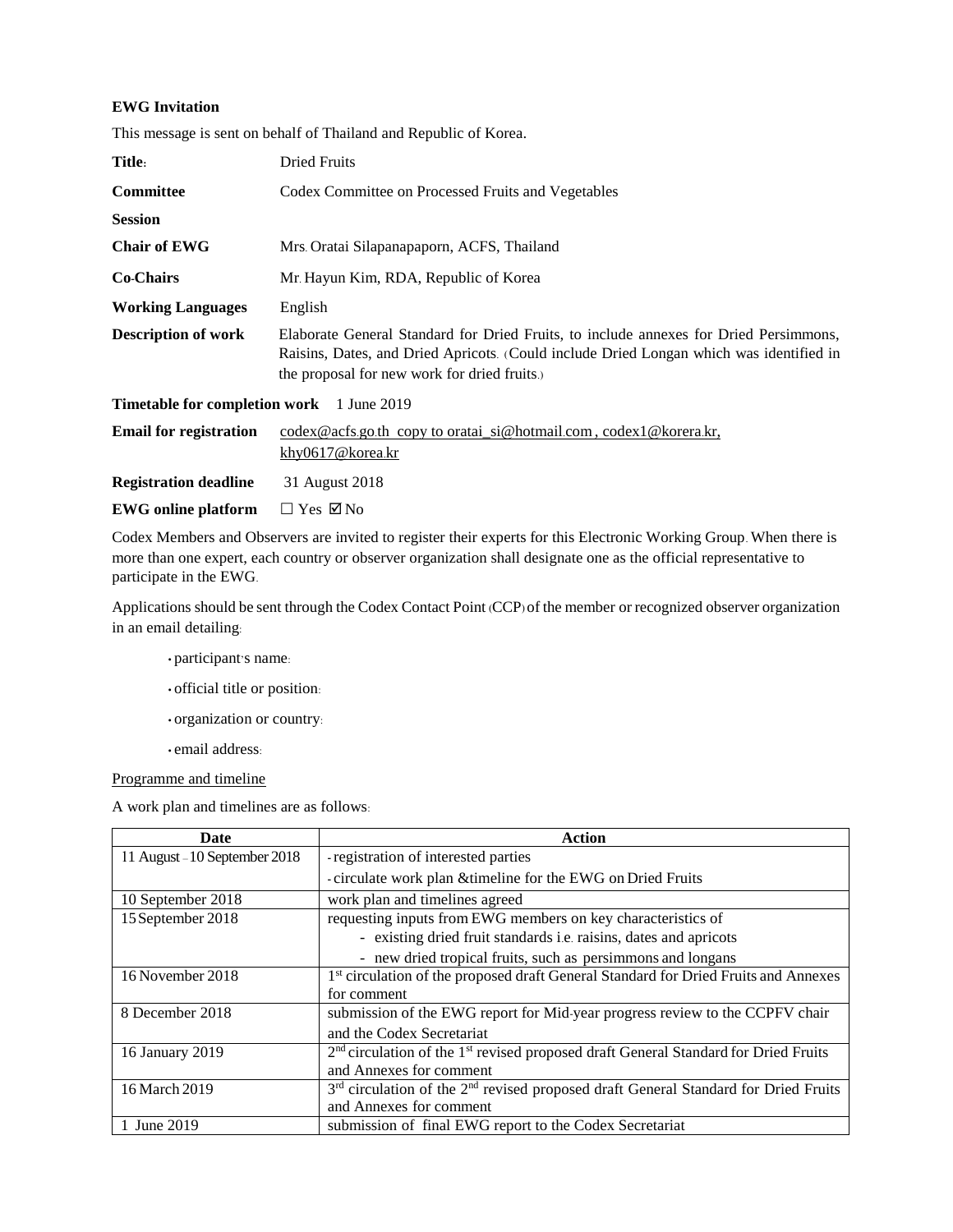**EWG Invitation**

This message is sent on behalf of Thailand and Republic of Korea.

| | |
|---|---|
| **Title:** | Dried Fruits |
| **Committee** | Codex Committee on Processed Fruits and Vegetables |
| **Session** | |
| **Chair of EWG** | Mrs. Oratai Silapanapaporn, ACFS, Thailand |
| **Co-Chairs** | Mr. Hayun Kim, RDA, Republic of Korea |
| **Working Languages** | English |
| **Description of work** | Elaborate General Standard for Dried Fruits, to include annexes for Dried Persimmons, Raisins, Dates, and Dried Apricots. (Could include Dried Longan which was identified in the proposal for new work for dried fruits.) |
| **Timetable for completion work** | 1 June 2019 |
| **Email for registration** | codex@acfs.go.th copy to oratai_si@hotmail.com , codex1@korera.kr, khy0617@korea.kr |
| **Registration deadline** | 31 August 2018 |
| **EWG online platform** | ☐ Yes ☑ No |

Codex Members and Observers are invited to register their experts for this Electronic Working Group. When there is more than one expert, each country or observer organization shall designate one as the official representative to participate in the EWG.

Applications should be sent through the Codex Contact Point (CCP) of the member or recognized observer organization in an email detailing:

- participant's name:
- official title or position:
- organization or country:
- email address:

Programme and timeline

A work plan and timelines are as follows:

| Date | Action |
|---|---|
| 11 August – 10 September 2018 | - registration of interested parties<br>- circulate work plan &timeline for the EWG on Dried Fruits |
| 10 September 2018 | work plan and timelines agreed |
| 15 September 2018 | requesting inputs from EWG members on key characteristics of<br>- existing dried fruit standards i.e. raisins, dates and apricots<br>- new dried tropical fruits, such as persimmons and longans |
| 16 November 2018 | 1st circulation of the proposed draft General Standard for Dried Fruits and Annexes for comment |
| 8 December 2018 | submission of the EWG report for Mid-year progress review to the CCPFV chair and the Codex Secretariat |
| 16 January 2019 | 2nd circulation of the 1st revised proposed draft General Standard for Dried Fruits and Annexes for comment |
| 16 March 2019 | 3rd circulation of the 2nd revised proposed draft General Standard for Dried Fruits and Annexes for comment |
| 1 June 2019 | submission of final EWG report to the Codex Secretariat |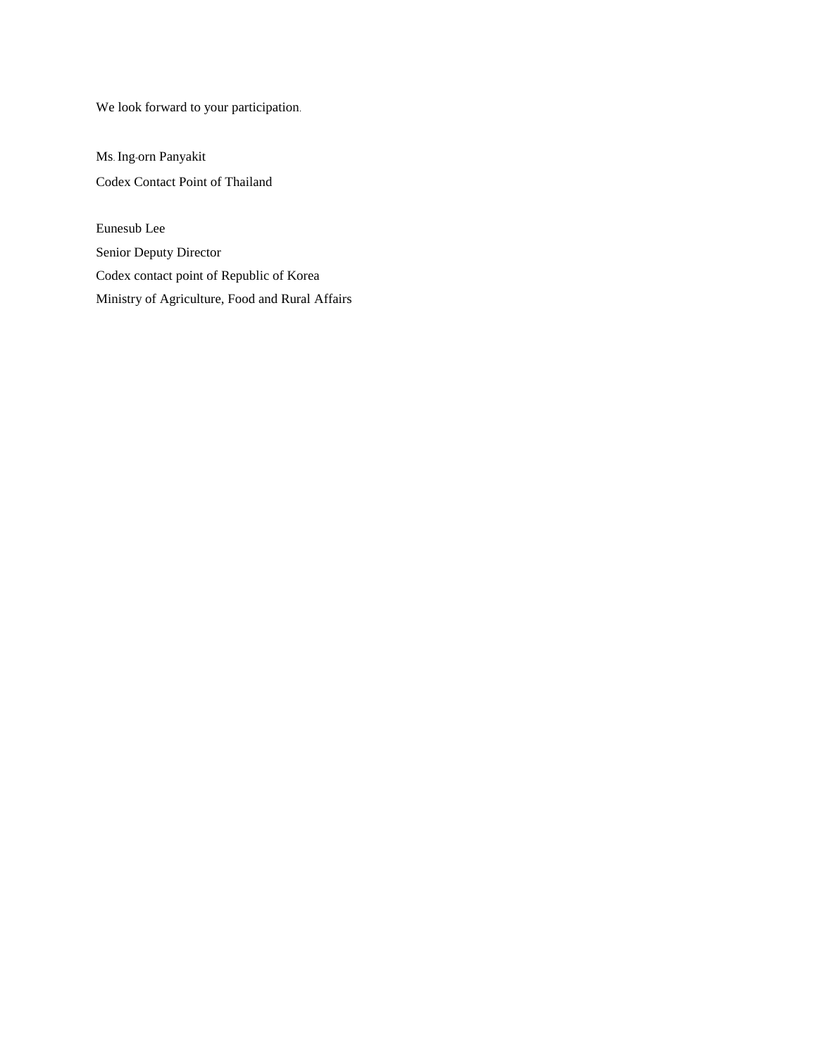We look forward to your participation.

Ms. Ing-orn Panyakit

Codex Contact Point of Thailand

Eunesub Lee

Senior Deputy Director

Codex contact point of Republic of Korea

Ministry of Agriculture, Food and Rural Affairs